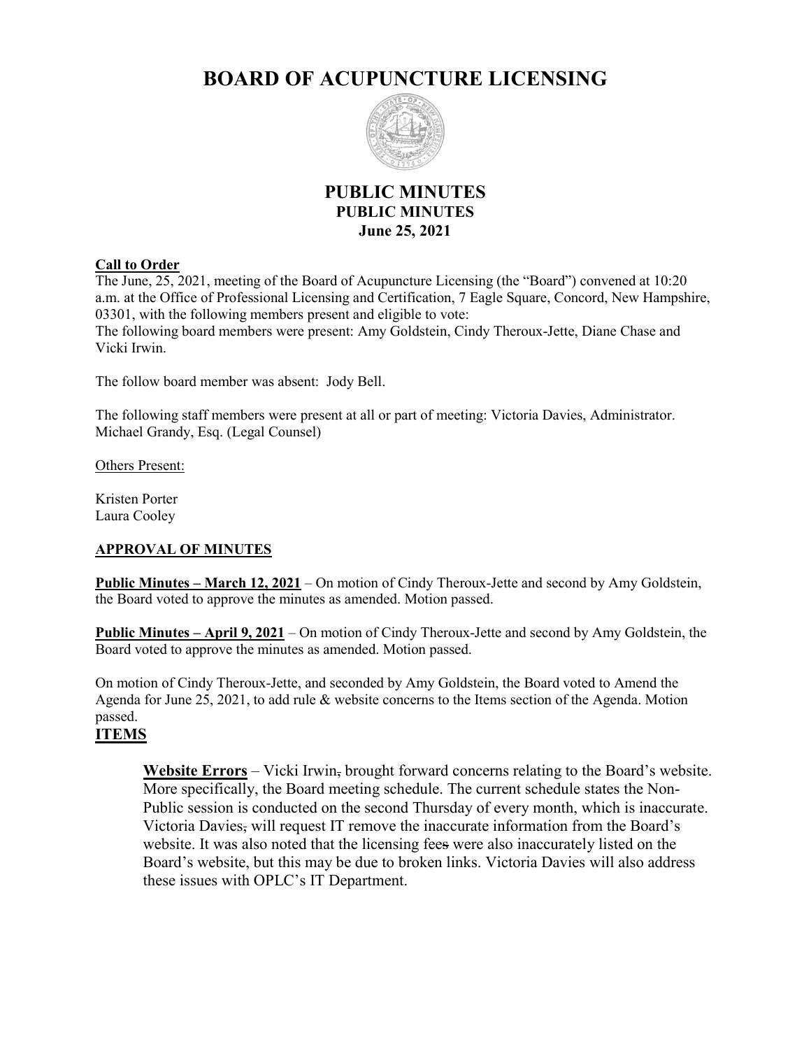# BOARD OF ACUPUNCTURE LICENSING

## PUBLIC MINUTES
### PUBLIC MINUTES
### June 25, 2021

**Call to Order**

The June, 25, 2021, meeting of the Board of Acupuncture Licensing (the "Board") convened at 10:20 a.m. at the Office of Professional Licensing and Certification, 7 Eagle Square, Concord, New Hampshire, 03301, with the following members present and eligible to vote:
The following board members were present: Amy Goldstein, Cindy Theroux-Jette, Diane Chase and Vicki Irwin.

The follow board member was absent: Jody Bell.

The following staff members were present at all or part of meeting: Victoria Davies, Administrator. Michael Grandy, Esq. (Legal Counsel)

Others Present:

Kristen Porter
Laura Cooley

**APPROVAL OF MINUTES**

**Public Minutes – March 12, 2021** – On motion of Cindy Theroux-Jette and second by Amy Goldstein, the Board voted to approve the minutes as amended. Motion passed.

**Public Minutes – April 9, 2021** – On motion of Cindy Theroux-Jette and second by Amy Goldstein, the Board voted to approve the minutes as amended. Motion passed.

On motion of Cindy Theroux-Jette, and seconded by Amy Goldstein, the Board voted to Amend the Agenda for June 25, 2021, to add rule & website concerns to the Items section of the Agenda. Motion passed.

**ITEMS**

**Website Errors** – Vicki Irwin, brought forward concerns relating to the Board's website. More specifically, the Board meeting schedule. The current schedule states the Non-Public session is conducted on the second Thursday of every month, which is inaccurate. Victoria Davies, will request IT remove the inaccurate information from the Board's website. It was also noted that the licensing fees were also inaccurately listed on the Board's website, but this may be due to broken links. Victoria Davies will also address these issues with OPLC's IT Department.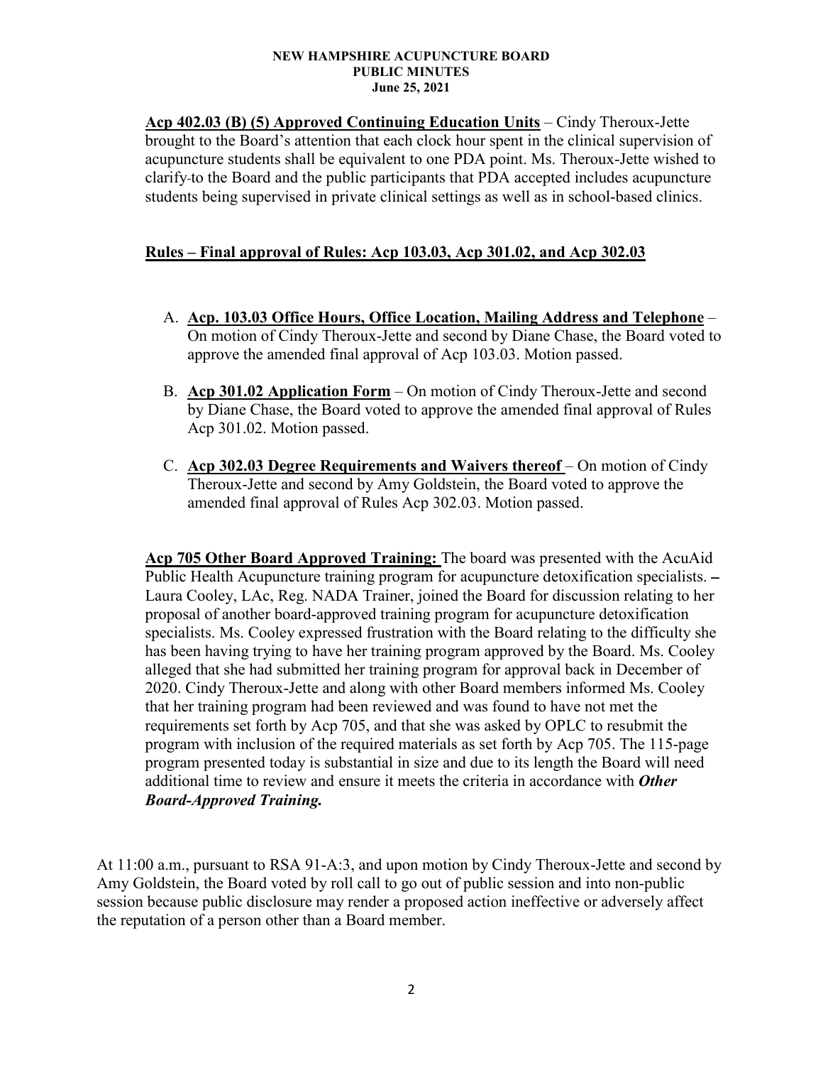**Acp 402.03 (B) (5) Approved Continuing Education Units** – Cindy Theroux-Jette brought to the Board's attention that each clock hour spent in the clinical supervision of acupuncture students shall be equivalent to one PDA point. Ms. Theroux-Jette wished to clarify to the Board and the public participants that PDA accepted includes acupuncture students being supervised in private clinical settings as well as in school-based clinics.

## Rules – Final approval of Rules: Acp 103.03, Acp 301.02, and Acp 302.03

A. **Acp. 103.03 Office Hours, Office Location, Mailing Address and Telephone** – On motion of Cindy Theroux-Jette and second by Diane Chase, the Board voted to approve the amended final approval of Acp 103.03. Motion passed.

B. **Acp 301.02 Application Form** – On motion of Cindy Theroux-Jette and second by Diane Chase, the Board voted to approve the amended final approval of Rules Acp 301.02. Motion passed.

C. **Acp 302.03 Degree Requirements and Waivers thereof** – On motion of Cindy Theroux-Jette and second by Amy Goldstein, the Board voted to approve the amended final approval of Rules Acp 302.03. Motion passed.

**Acp 705 Other Board Approved Training:** The board was presented with the AcuAid Public Health Acupuncture training program for acupuncture detoxification specialists. – Laura Cooley, LAc, Reg. NADA Trainer, joined the Board for discussion relating to her proposal of another board-approved training program for acupuncture detoxification specialists. Ms. Cooley expressed frustration with the Board relating to the difficulty she has been having trying to have her training program approved by the Board. Ms. Cooley alleged that she had submitted her training program for approval back in December of 2020. Cindy Theroux-Jette and along with other Board members informed Ms. Cooley that her training program had been reviewed and was found to have not met the requirements set forth by Acp 705, and that she was asked by OPLC to resubmit the program with inclusion of the required materials as set forth by Acp 705. The 115-page program presented today is substantial in size and due to its length the Board will need additional time to review and ensure it meets the criteria in accordance with ***Other Board-Approved Training.***

At 11:00 a.m., pursuant to RSA 91-A:3, and upon motion by Cindy Theroux-Jette and second by Amy Goldstein, the Board voted by roll call to go out of public session and into non-public session because public disclosure may render a proposed action ineffective or adversely affect the reputation of a person other than a Board member.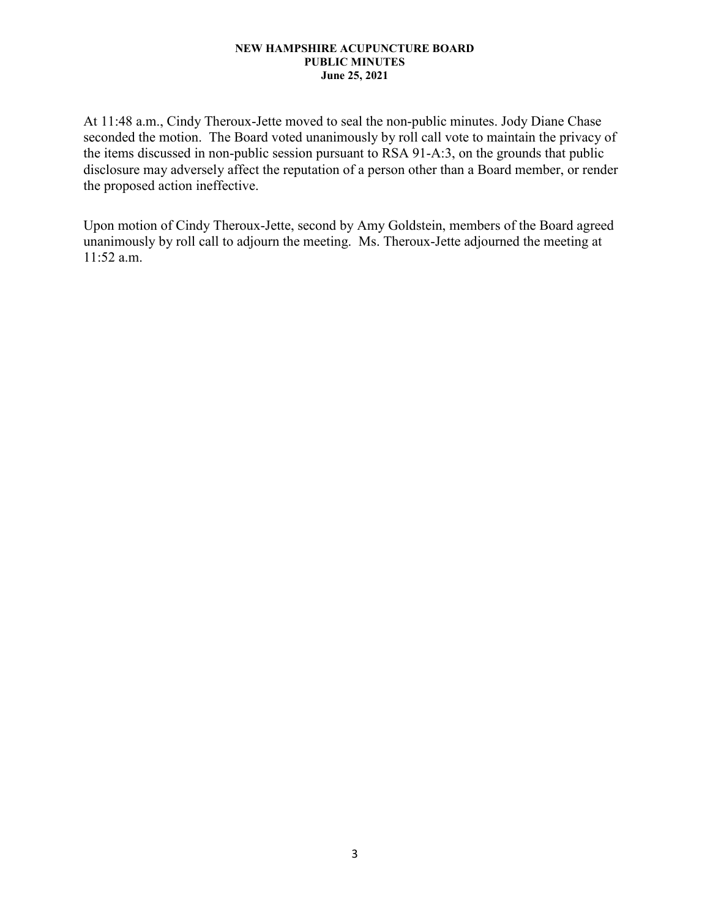At 11:48 a.m., Cindy Theroux-Jette moved to seal the non-public minutes. Jody Diane Chase seconded the motion. The Board voted unanimously by roll call vote to maintain the privacy of the items discussed in non-public session pursuant to RSA 91-A:3, on the grounds that public disclosure may adversely affect the reputation of a person other than a Board member, or render the proposed action ineffective.

Upon motion of Cindy Theroux-Jette, second by Amy Goldstein, members of the Board agreed unanimously by roll call to adjourn the meeting. Ms. Theroux-Jette adjourned the meeting at 11:52 a.m.